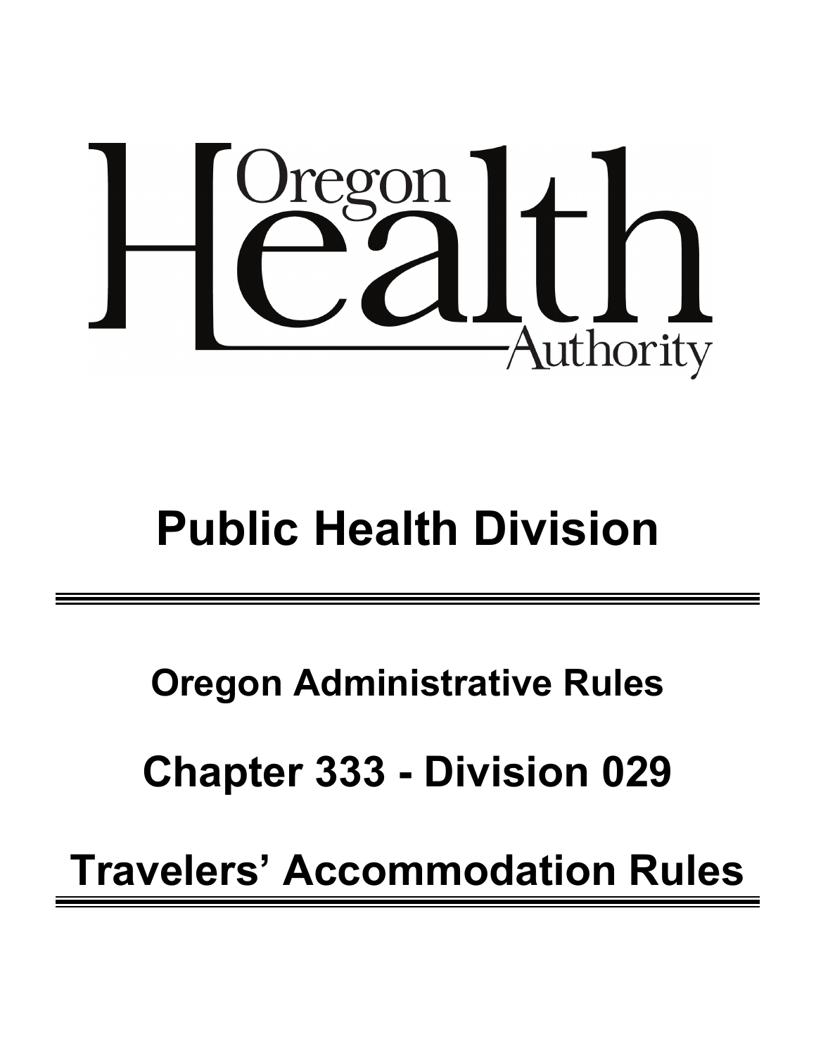Oregon Health Authority

# Public Health Division

## Oregon Administrative Rules

## Chapter 333 - Division 029

## Travelers' Accommodation Rules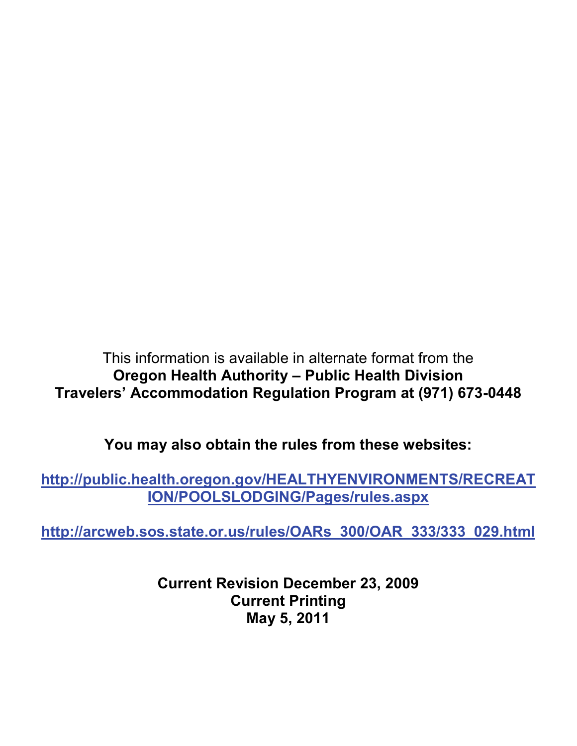This information is available in alternate format from the
**Oregon Health Authority – Public Health Division**
**Travelers' Accommodation Regulation Program at (971) 673-0448**

**You may also obtain the rules from these websites:**

**http://public.health.oregon.gov/HEALTHYENVIRONMENTS/RECREATION/POOLSLODGING/Pages/rules.aspx**

**http://arcweb.sos.state.or.us/rules/OARs_300/OAR_333/333_029.html**

**Current Revision December 23, 2009**
**Current Printing**
**May 5, 2011**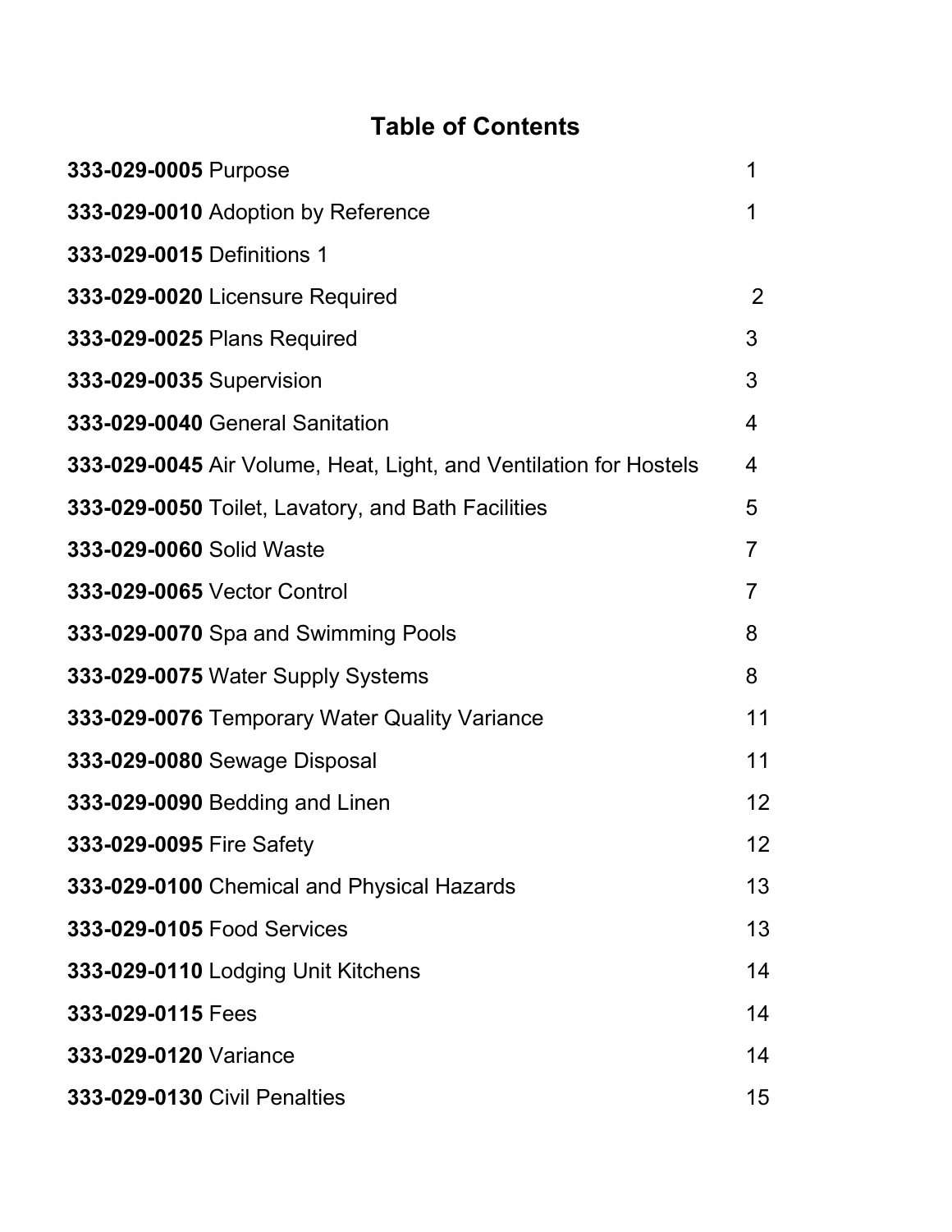# Table of Contents

| | |
|---|---|
| **333-029-0005** Purpose | 1 |
| **333-029-0010** Adoption by Reference | 1 |
| **333-029-0015** Definitions 1 | |
| **333-029-0020** Licensure Required | 2 |
| **333-029-0025** Plans Required | 3 |
| **333-029-0035** Supervision | 3 |
| **333-029-0040** General Sanitation | 4 |
| **333-029-0045** Air Volume, Heat, Light, and Ventilation for Hostels | 4 |
| **333-029-0050** Toilet, Lavatory, and Bath Facilities | 5 |
| **333-029-0060** Solid Waste | 7 |
| **333-029-0065** Vector Control | 7 |
| **333-029-0070** Spa and Swimming Pools | 8 |
| **333-029-0075** Water Supply Systems | 8 |
| **333-029-0076** Temporary Water Quality Variance | 11 |
| **333-029-0080** Sewage Disposal | 11 |
| **333-029-0090** Bedding and Linen | 12 |
| **333-029-0095** Fire Safety | 12 |
| **333-029-0100** Chemical and Physical Hazards | 13 |
| **333-029-0105** Food Services | 13 |
| **333-029-0110** Lodging Unit Kitchens | 14 |
| **333-029-0115** Fees | 14 |
| **333-029-0120** Variance | 14 |
| **333-029-0130** Civil Penalties | 15 |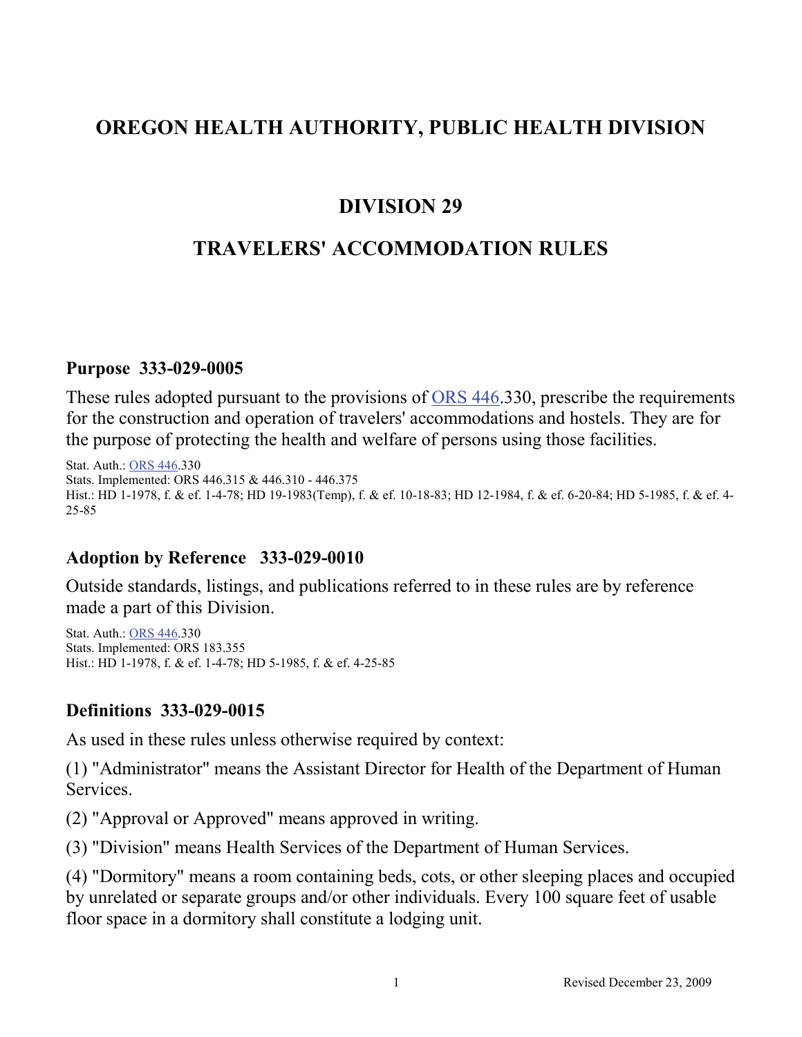# OREGON HEALTH AUTHORITY, PUBLIC HEALTH DIVISION

## DIVISION 29

## TRAVELERS' ACCOMMODATION RULES

### Purpose 333-029-0005

These rules adopted pursuant to the provisions of ORS 446.330, prescribe the requirements for the construction and operation of travelers' accommodations and hostels. They are for the purpose of protecting the health and welfare of persons using those facilities.

Stat. Auth.: ORS 446.330
Stats. Implemented: ORS 446.315 & 446.310 - 446.375
Hist.: HD 1-1978, f. & ef. 1-4-78; HD 19-1983(Temp), f. & ef. 10-18-83; HD 12-1984, f. & ef. 6-20-84; HD 5-1985, f. & ef. 4-25-85

### Adoption by Reference 333-029-0010

Outside standards, listings, and publications referred to in these rules are by reference made a part of this Division.

Stat. Auth.: ORS 446.330
Stats. Implemented: ORS 183.355
Hist.: HD 1-1978, f. & ef. 1-4-78; HD 5-1985, f. & ef. 4-25-85

### Definitions 333-029-0015

As used in these rules unless otherwise required by context:

(1) "Administrator" means the Assistant Director for Health of the Department of Human Services.

(2) "Approval or Approved" means approved in writing.

(3) "Division" means Health Services of the Department of Human Services.

(4) "Dormitory" means a room containing beds, cots, or other sleeping places and occupied by unrelated or separate groups and/or other individuals. Every 100 square feet of usable floor space in a dormitory shall constitute a lodging unit.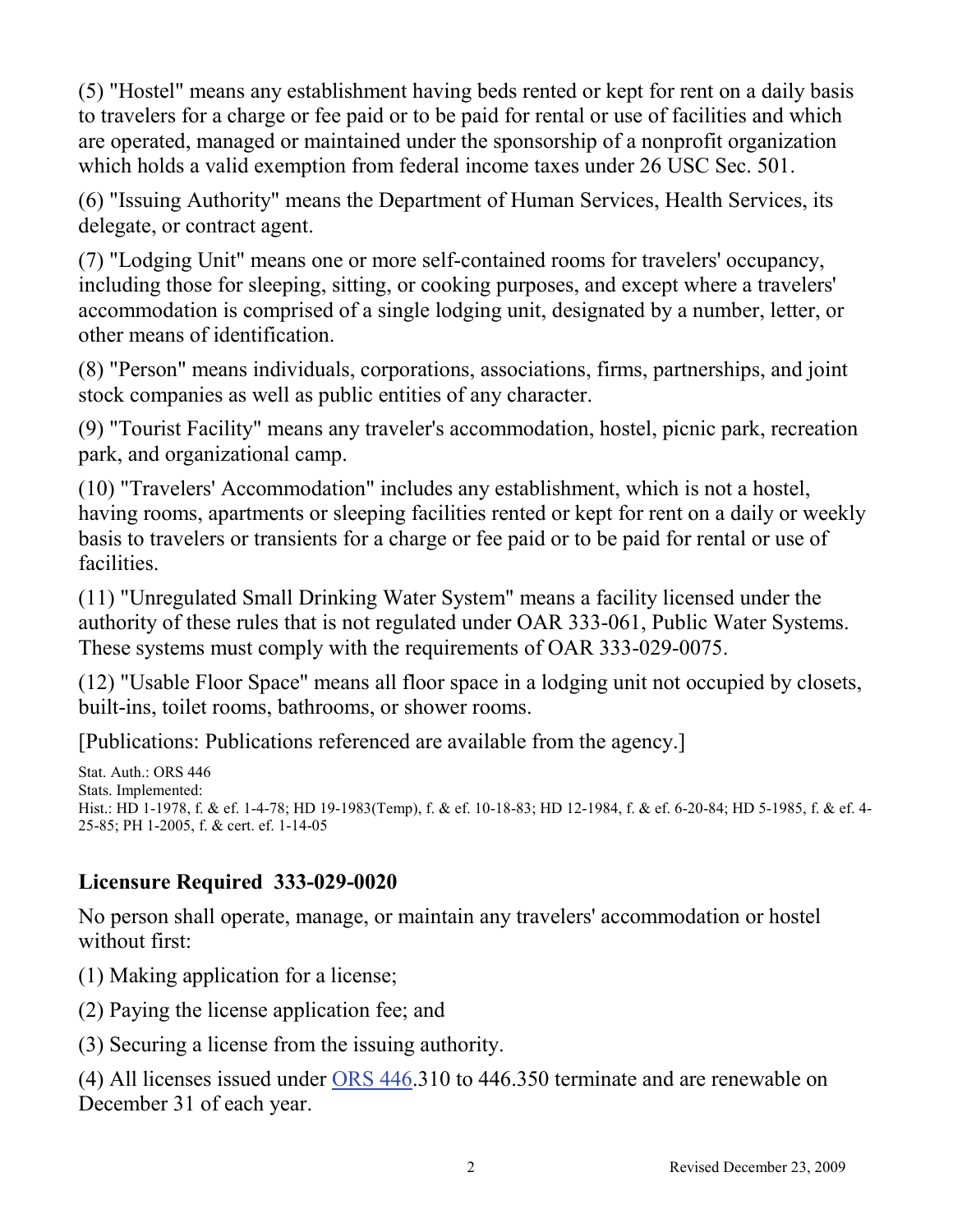(5) "Hostel" means any establishment having beds rented or kept for rent on a daily basis to travelers for a charge or fee paid or to be paid for rental or use of facilities and which are operated, managed or maintained under the sponsorship of a nonprofit organization which holds a valid exemption from federal income taxes under 26 USC Sec. 501.

(6) "Issuing Authority" means the Department of Human Services, Health Services, its delegate, or contract agent.

(7) "Lodging Unit" means one or more self-contained rooms for travelers' occupancy, including those for sleeping, sitting, or cooking purposes, and except where a travelers' accommodation is comprised of a single lodging unit, designated by a number, letter, or other means of identification.

(8) "Person" means individuals, corporations, associations, firms, partnerships, and joint stock companies as well as public entities of any character.

(9) "Tourist Facility" means any traveler's accommodation, hostel, picnic park, recreation park, and organizational camp.

(10) "Travelers' Accommodation" includes any establishment, which is not a hostel, having rooms, apartments or sleeping facilities rented or kept for rent on a daily or weekly basis to travelers or transients for a charge or fee paid or to be paid for rental or use of facilities.

(11) "Unregulated Small Drinking Water System" means a facility licensed under the authority of these rules that is not regulated under OAR 333-061, Public Water Systems. These systems must comply with the requirements of OAR 333-029-0075.

(12) "Usable Floor Space" means all floor space in a lodging unit not occupied by closets, built-ins, toilet rooms, bathrooms, or shower rooms.

[Publications: Publications referenced are available from the agency.]

Stat. Auth.: ORS 446
Stats. Implemented:
Hist.: HD 1-1978, f. & ef. 1-4-78; HD 19-1983(Temp), f. & ef. 10-18-83; HD 12-1984, f. & ef. 6-20-84; HD 5-1985, f. & ef. 4-25-85; PH 1-2005, f. & cert. ef. 1-14-05

### Licensure Required 333-029-0020

No person shall operate, manage, or maintain any travelers' accommodation or hostel without first:

(1) Making application for a license;

(2) Paying the license application fee; and

(3) Securing a license from the issuing authority.

(4) All licenses issued under ORS 446.310 to 446.350 terminate and are renewable on December 31 of each year.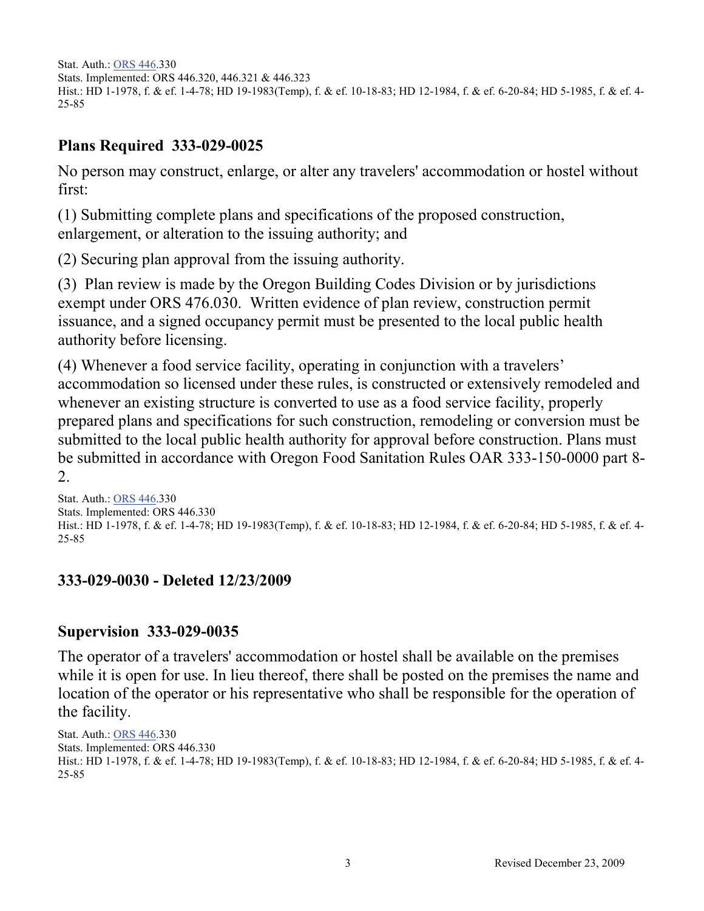Stat. Auth.: ORS 446.330
Stats. Implemented: ORS 446.320, 446.321 & 446.323
Hist.: HD 1-1978, f. & ef. 1-4-78; HD 19-1983(Temp), f. & ef. 10-18-83; HD 12-1984, f. & ef. 6-20-84; HD 5-1985, f. & ef. 4-25-85

## Plans Required 333-029-0025

No person may construct, enlarge, or alter any travelers' accommodation or hostel without first:

(1) Submitting complete plans and specifications of the proposed construction, enlargement, or alteration to the issuing authority; and

(2) Securing plan approval from the issuing authority.

(3) Plan review is made by the Oregon Building Codes Division or by jurisdictions exempt under ORS 476.030. Written evidence of plan review, construction permit issuance, and a signed occupancy permit must be presented to the local public health authority before licensing.

(4) Whenever a food service facility, operating in conjunction with a travelers' accommodation so licensed under these rules, is constructed or extensively remodeled and whenever an existing structure is converted to use as a food service facility, properly prepared plans and specifications for such construction, remodeling or conversion must be submitted to the local public health authority for approval before construction. Plans must be submitted in accordance with Oregon Food Sanitation Rules OAR 333-150-0000 part 8-2.

Stat. Auth.: ORS 446.330
Stats. Implemented: ORS 446.330
Hist.: HD 1-1978, f. & ef. 1-4-78; HD 19-1983(Temp), f. & ef. 10-18-83; HD 12-1984, f. & ef. 6-20-84; HD 5-1985, f. & ef. 4-25-85

## 333-029-0030 - Deleted 12/23/2009

## Supervision 333-029-0035

The operator of a travelers' accommodation or hostel shall be available on the premises while it is open for use. In lieu thereof, there shall be posted on the premises the name and location of the operator or his representative who shall be responsible for the operation of the facility.

Stat. Auth.: ORS 446.330
Stats. Implemented: ORS 446.330
Hist.: HD 1-1978, f. & ef. 1-4-78; HD 19-1983(Temp), f. & ef. 10-18-83; HD 12-1984, f. & ef. 6-20-84; HD 5-1985, f. & ef. 4-25-85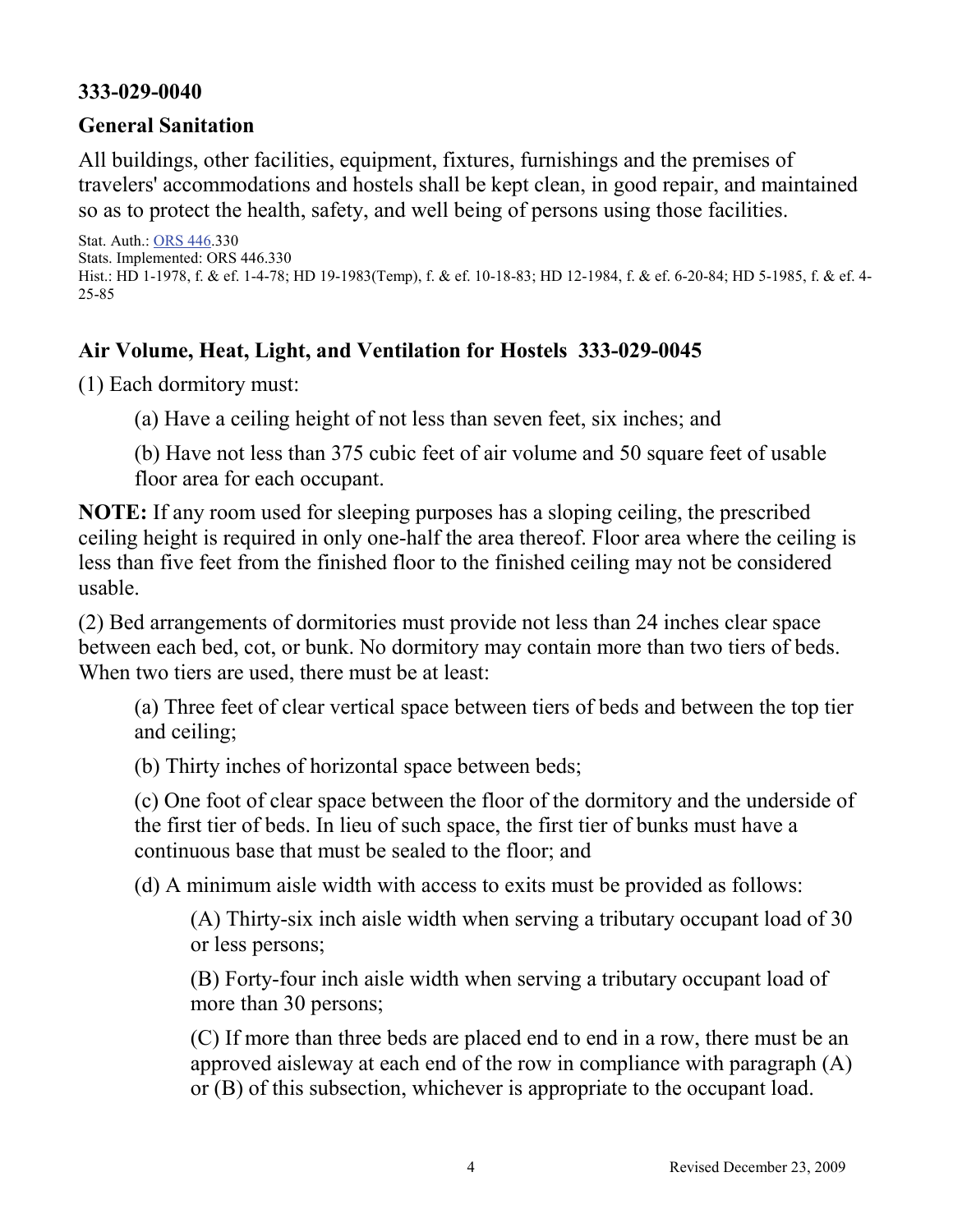### 333-029-0040

### General Sanitation

All buildings, other facilities, equipment, fixtures, furnishings and the premises of travelers' accommodations and hostels shall be kept clean, in good repair, and maintained so as to protect the health, safety, and well being of persons using those facilities.

Stat. Auth.: ORS 446.330
Stats. Implemented: ORS 446.330
Hist.: HD 1-1978, f. & ef. 1-4-78; HD 19-1983(Temp), f. & ef. 10-18-83; HD 12-1984, f. & ef. 6-20-84; HD 5-1985, f. & ef. 4-25-85

### Air Volume, Heat, Light, and Ventilation for Hostels 333-029-0045

(1) Each dormitory must:

(a) Have a ceiling height of not less than seven feet, six inches; and

(b) Have not less than 375 cubic feet of air volume and 50 square feet of usable floor area for each occupant.

**NOTE:** If any room used for sleeping purposes has a sloping ceiling, the prescribed ceiling height is required in only one-half the area thereof. Floor area where the ceiling is less than five feet from the finished floor to the finished ceiling may not be considered usable.

(2) Bed arrangements of dormitories must provide not less than 24 inches clear space between each bed, cot, or bunk. No dormitory may contain more than two tiers of beds. When two tiers are used, there must be at least:

(a) Three feet of clear vertical space between tiers of beds and between the top tier and ceiling;

(b) Thirty inches of horizontal space between beds;

(c) One foot of clear space between the floor of the dormitory and the underside of the first tier of beds. In lieu of such space, the first tier of bunks must have a continuous base that must be sealed to the floor; and

(d) A minimum aisle width with access to exits must be provided as follows:

(A) Thirty-six inch aisle width when serving a tributary occupant load of 30 or less persons;

(B) Forty-four inch aisle width when serving a tributary occupant load of more than 30 persons;

(C) If more than three beds are placed end to end in a row, there must be an approved aisleway at each end of the row in compliance with paragraph (A) or (B) of this subsection, whichever is appropriate to the occupant load.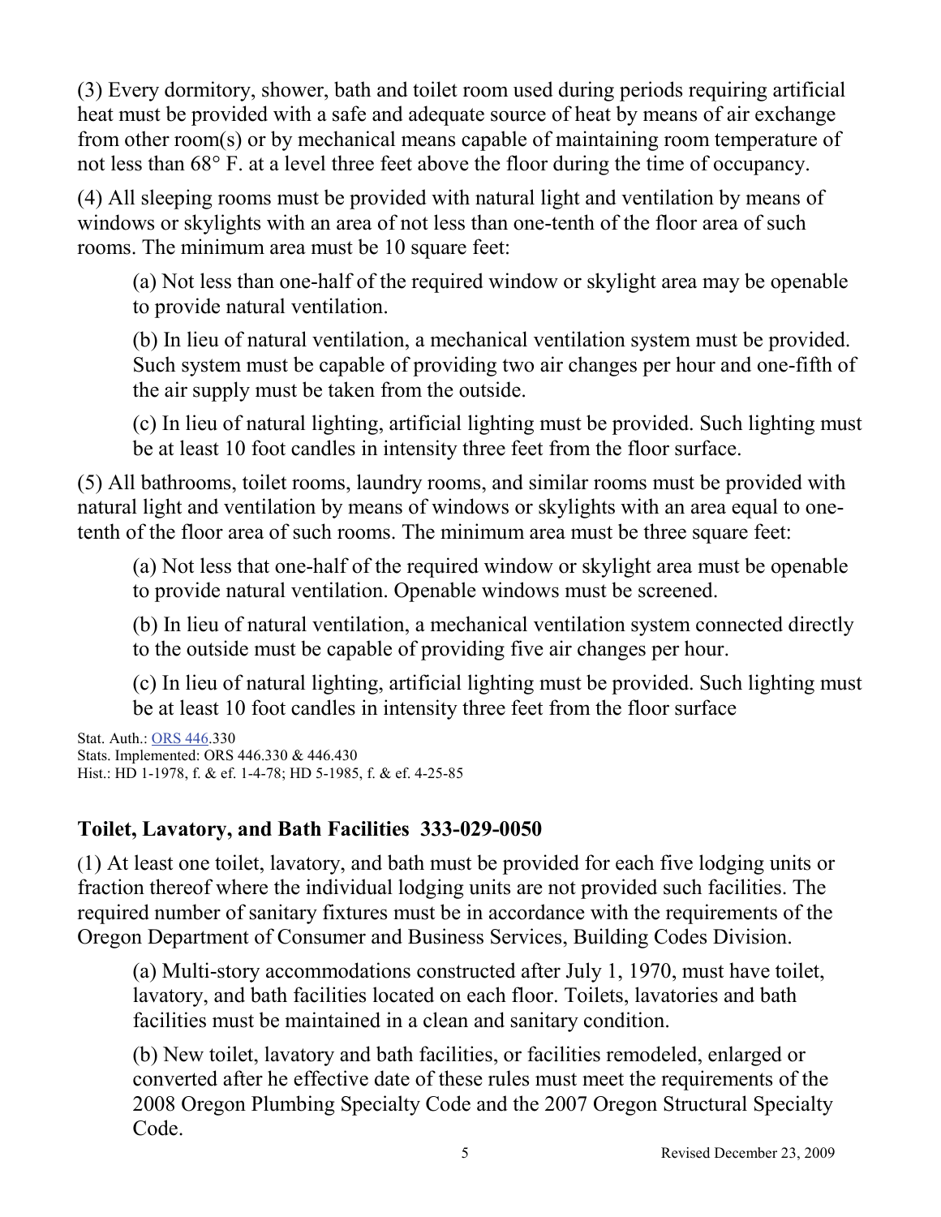(3) Every dormitory, shower, bath and toilet room used during periods requiring artificial heat must be provided with a safe and adequate source of heat by means of air exchange from other room(s) or by mechanical means capable of maintaining room temperature of not less than 68° F. at a level three feet above the floor during the time of occupancy.

(4) All sleeping rooms must be provided with natural light and ventilation by means of windows or skylights with an area of not less than one-tenth of the floor area of such rooms. The minimum area must be 10 square feet:

> (a) Not less than one-half of the required window or skylight area may be openable to provide natural ventilation.
>
> (b) In lieu of natural ventilation, a mechanical ventilation system must be provided. Such system must be capable of providing two air changes per hour and one-fifth of the air supply must be taken from the outside.
>
> (c) In lieu of natural lighting, artificial lighting must be provided. Such lighting must be at least 10 foot candles in intensity three feet from the floor surface.

(5) All bathrooms, toilet rooms, laundry rooms, and similar rooms must be provided with natural light and ventilation by means of windows or skylights with an area equal to one-tenth of the floor area of such rooms. The minimum area must be three square feet:

> (a) Not less that one-half of the required window or skylight area must be openable to provide natural ventilation. Openable windows must be screened.
>
> (b) In lieu of natural ventilation, a mechanical ventilation system connected directly to the outside must be capable of providing five air changes per hour.
>
> (c) In lieu of natural lighting, artificial lighting must be provided. Such lighting must be at least 10 foot candles in intensity three feet from the floor surface

Stat. Auth.: ORS 446.330
Stats. Implemented: ORS 446.330 & 446.430
Hist.: HD 1-1978, f. & ef. 1-4-78; HD 5-1985, f. & ef. 4-25-85

## Toilet, Lavatory, and Bath Facilities 333-029-0050

(1) At least one toilet, lavatory, and bath must be provided for each five lodging units or fraction thereof where the individual lodging units are not provided such facilities. The required number of sanitary fixtures must be in accordance with the requirements of the Oregon Department of Consumer and Business Services, Building Codes Division.

> (a) Multi-story accommodations constructed after July 1, 1970, must have toilet, lavatory, and bath facilities located on each floor. Toilets, lavatories and bath facilities must be maintained in a clean and sanitary condition.
>
> (b) New toilet, lavatory and bath facilities, or facilities remodeled, enlarged or converted after he effective date of these rules must meet the requirements of the 2008 Oregon Plumbing Specialty Code and the 2007 Oregon Structural Specialty Code.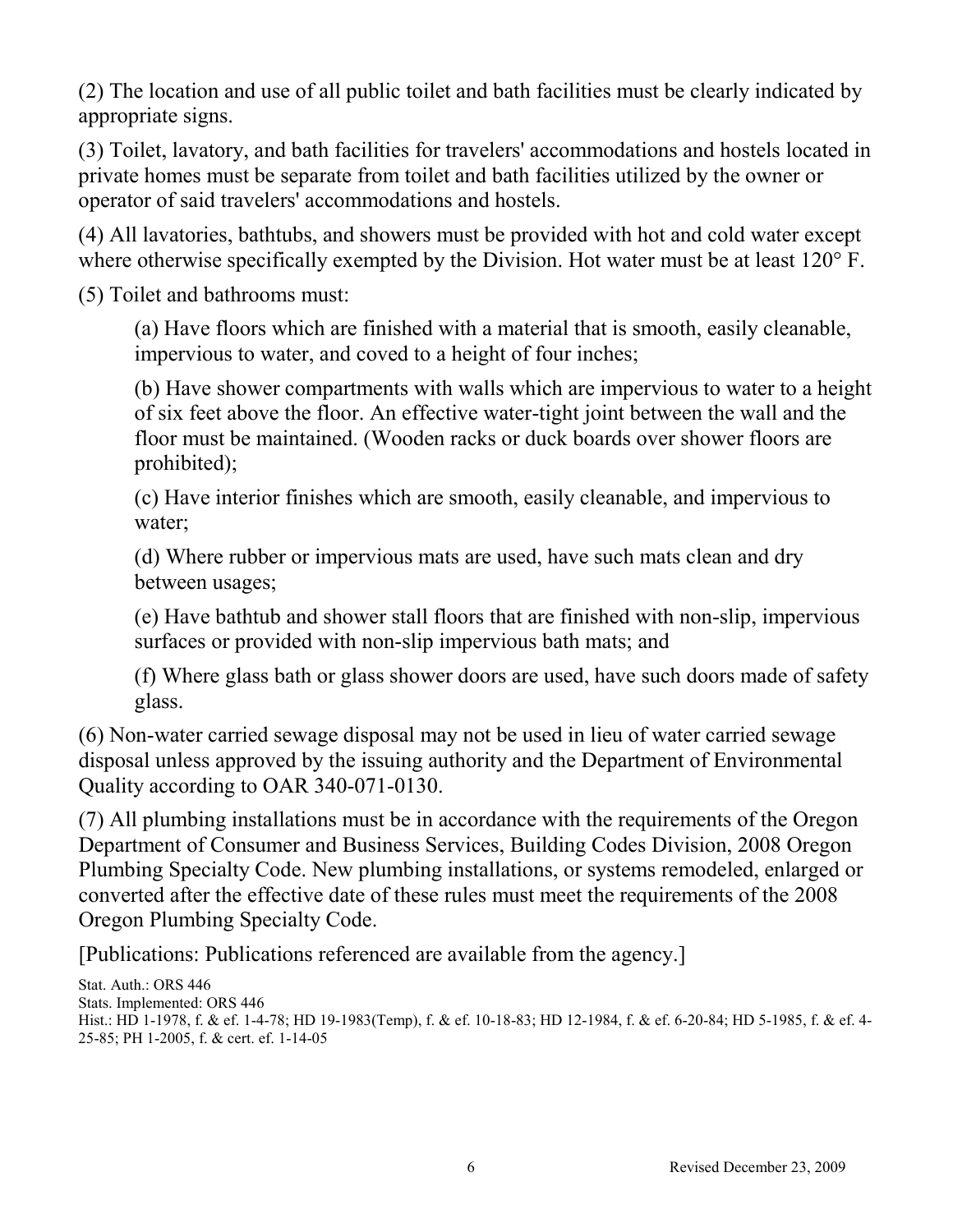(2) The location and use of all public toilet and bath facilities must be clearly indicated by appropriate signs.

(3) Toilet, lavatory, and bath facilities for travelers' accommodations and hostels located in private homes must be separate from toilet and bath facilities utilized by the owner or operator of said travelers' accommodations and hostels.

(4) All lavatories, bathtubs, and showers must be provided with hot and cold water except where otherwise specifically exempted by the Division. Hot water must be at least 120° F.

(5) Toilet and bathrooms must:

(a) Have floors which are finished with a material that is smooth, easily cleanable, impervious to water, and coved to a height of four inches;

(b) Have shower compartments with walls which are impervious to water to a height of six feet above the floor. An effective water-tight joint between the wall and the floor must be maintained. (Wooden racks or duck boards over shower floors are prohibited);

(c) Have interior finishes which are smooth, easily cleanable, and impervious to water;

(d) Where rubber or impervious mats are used, have such mats clean and dry between usages;

(e) Have bathtub and shower stall floors that are finished with non-slip, impervious surfaces or provided with non-slip impervious bath mats; and

(f) Where glass bath or glass shower doors are used, have such doors made of safety glass.

(6) Non-water carried sewage disposal may not be used in lieu of water carried sewage disposal unless approved by the issuing authority and the Department of Environmental Quality according to OAR 340-071-0130.

(7) All plumbing installations must be in accordance with the requirements of the Oregon Department of Consumer and Business Services, Building Codes Division, 2008 Oregon Plumbing Specialty Code. New plumbing installations, or systems remodeled, enlarged or converted after the effective date of these rules must meet the requirements of the 2008 Oregon Plumbing Specialty Code.

[Publications: Publications referenced are available from the agency.]

Stat. Auth.: ORS 446
Stats. Implemented: ORS 446
Hist.: HD 1-1978, f. & ef. 1-4-78; HD 19-1983(Temp), f. & ef. 10-18-83; HD 12-1984, f. & ef. 6-20-84; HD 5-1985, f. & ef. 4-25-85; PH 1-2005, f. & cert. ef. 1-14-05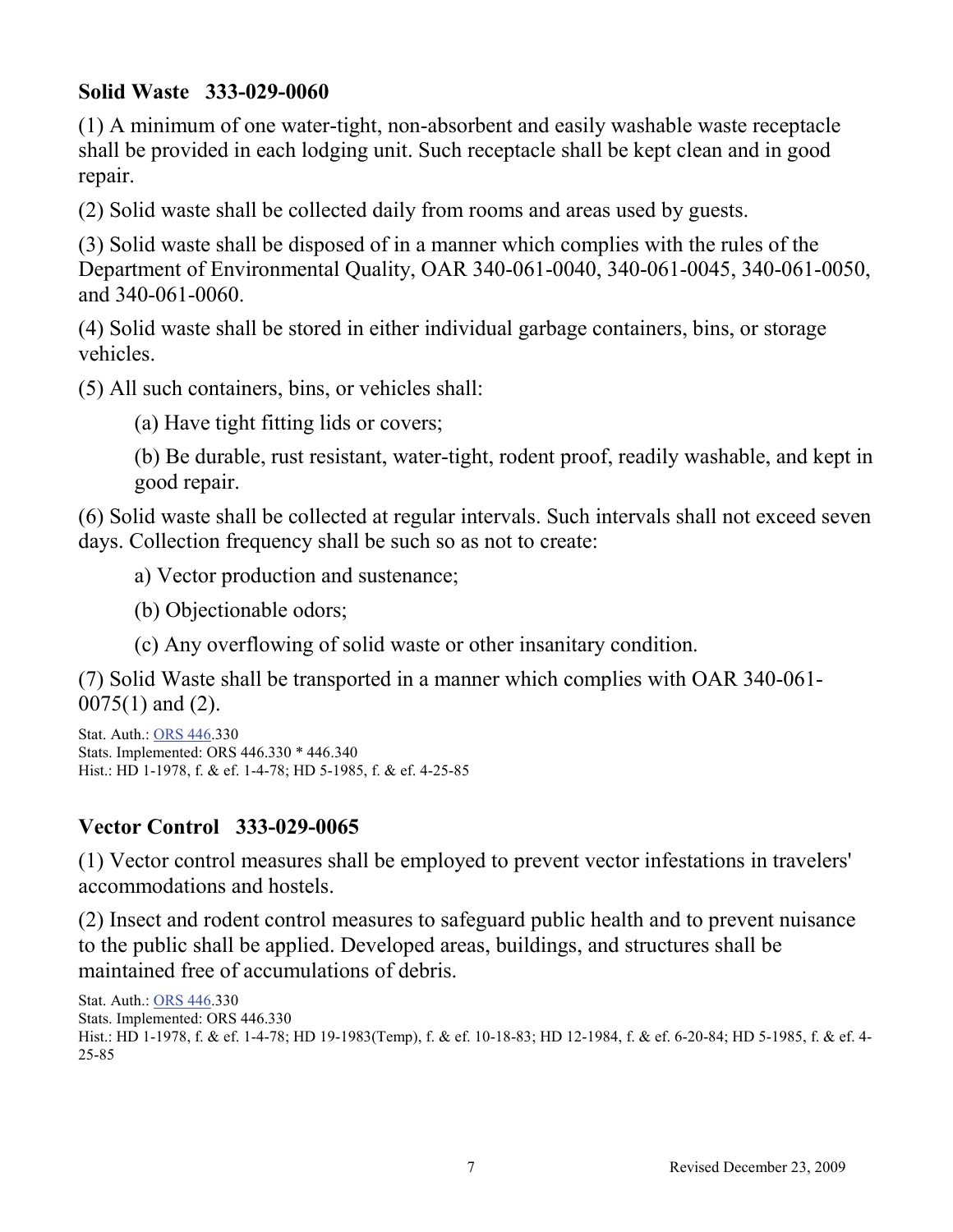### Solid Waste 333-029-0060

(1) A minimum of one water-tight, non-absorbent and easily washable waste receptacle shall be provided in each lodging unit. Such receptacle shall be kept clean and in good repair.

(2) Solid waste shall be collected daily from rooms and areas used by guests.

(3) Solid waste shall be disposed of in a manner which complies with the rules of the Department of Environmental Quality, OAR 340-061-0040, 340-061-0045, 340-061-0050, and 340-061-0060.

(4) Solid waste shall be stored in either individual garbage containers, bins, or storage vehicles.

(5) All such containers, bins, or vehicles shall:

(a) Have tight fitting lids or covers;

(b) Be durable, rust resistant, water-tight, rodent proof, readily washable, and kept in good repair.

(6) Solid waste shall be collected at regular intervals. Such intervals shall not exceed seven days. Collection frequency shall be such so as not to create:

a) Vector production and sustenance;

(b) Objectionable odors;

(c) Any overflowing of solid waste or other insanitary condition.

(7) Solid Waste shall be transported in a manner which complies with OAR 340-061-0075(1) and (2).

Stat. Auth.: ORS 446.330
Stats. Implemented: ORS 446.330 * 446.340
Hist.: HD 1-1978, f. & ef. 1-4-78; HD 5-1985, f. & ef. 4-25-85

### Vector Control 333-029-0065

(1) Vector control measures shall be employed to prevent vector infestations in travelers' accommodations and hostels.

(2) Insect and rodent control measures to safeguard public health and to prevent nuisance to the public shall be applied. Developed areas, buildings, and structures shall be maintained free of accumulations of debris.

Stat. Auth.: ORS 446.330
Stats. Implemented: ORS 446.330
Hist.: HD 1-1978, f. & ef. 1-4-78; HD 19-1983(Temp), f. & ef. 10-18-83; HD 12-1984, f. & ef. 6-20-84; HD 5-1985, f. & ef. 4-25-85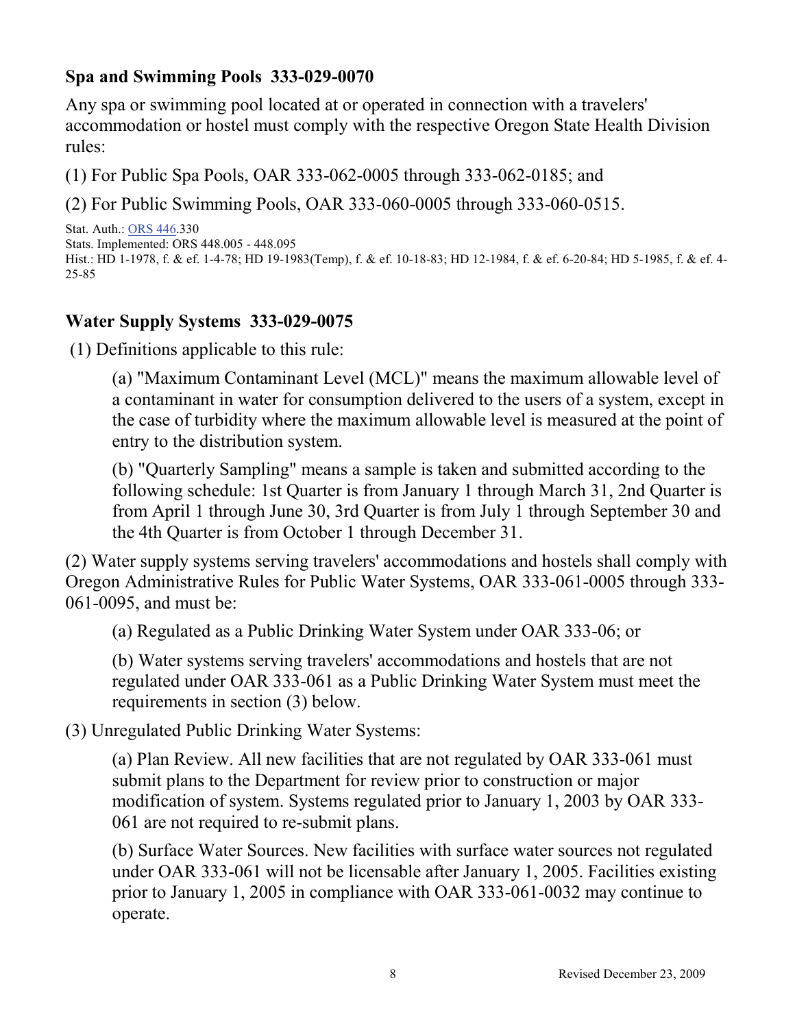### Spa and Swimming Pools 333-029-0070

Any spa or swimming pool located at or operated in connection with a travelers' accommodation or hostel must comply with the respective Oregon State Health Division rules:

(1) For Public Spa Pools, OAR 333-062-0005 through 333-062-0185; and

(2) For Public Swimming Pools, OAR 333-060-0005 through 333-060-0515.

Stat. Auth.: ORS 446.330
Stats. Implemented: ORS 448.005 - 448.095
Hist.: HD 1-1978, f. & ef. 1-4-78; HD 19-1983(Temp), f. & ef. 10-18-83; HD 12-1984, f. & ef. 6-20-84; HD 5-1985, f. & ef. 4-25-85

### Water Supply Systems 333-029-0075

(1) Definitions applicable to this rule:

> (a) "Maximum Contaminant Level (MCL)" means the maximum allowable level of a contaminant in water for consumption delivered to the users of a system, except in the case of turbidity where the maximum allowable level is measured at the point of entry to the distribution system.
>
> (b) "Quarterly Sampling" means a sample is taken and submitted according to the following schedule: 1st Quarter is from January 1 through March 31, 2nd Quarter is from April 1 through June 30, 3rd Quarter is from July 1 through September 30 and the 4th Quarter is from October 1 through December 31.

(2) Water supply systems serving travelers' accommodations and hostels shall comply with Oregon Administrative Rules for Public Water Systems, OAR 333-061-0005 through 333-061-0095, and must be:

> (a) Regulated as a Public Drinking Water System under OAR 333-06; or
>
> (b) Water systems serving travelers' accommodations and hostels that are not regulated under OAR 333-061 as a Public Drinking Water System must meet the requirements in section (3) below.

(3) Unregulated Public Drinking Water Systems:

> (a) Plan Review. All new facilities that are not regulated by OAR 333-061 must submit plans to the Department for review prior to construction or major modification of system. Systems regulated prior to January 1, 2003 by OAR 333-061 are not required to re-submit plans.
>
> (b) Surface Water Sources. New facilities with surface water sources not regulated under OAR 333-061 will not be licensable after January 1, 2005. Facilities existing prior to January 1, 2005 in compliance with OAR 333-061-0032 may continue to operate.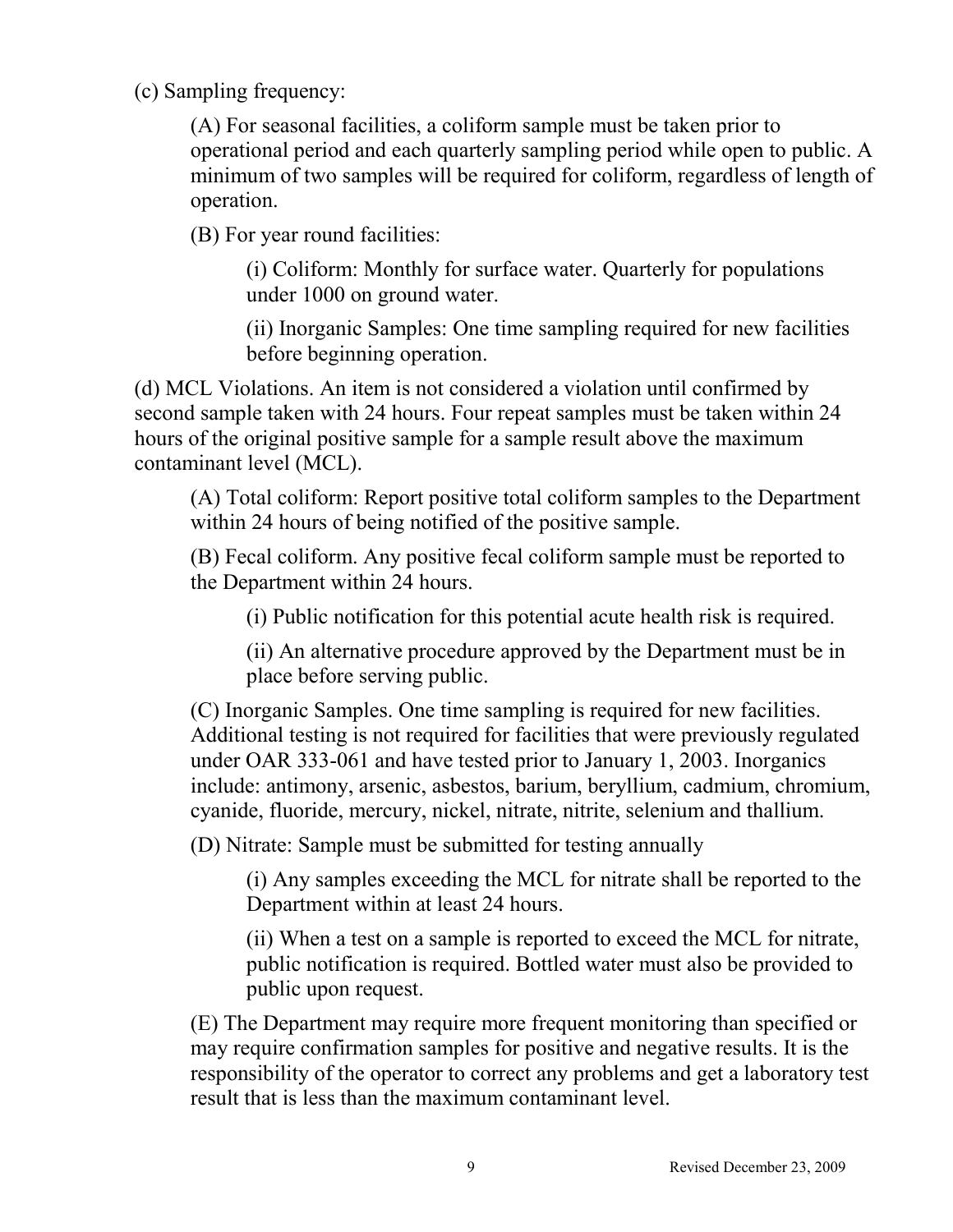(c) Sampling frequency:

(A) For seasonal facilities, a coliform sample must be taken prior to operational period and each quarterly sampling period while open to public. A minimum of two samples will be required for coliform, regardless of length of operation.

(B) For year round facilities:

(i) Coliform: Monthly for surface water. Quarterly for populations under 1000 on ground water.

(ii) Inorganic Samples: One time sampling required for new facilities before beginning operation.

(d) MCL Violations. An item is not considered a violation until confirmed by second sample taken with 24 hours. Four repeat samples must be taken within 24 hours of the original positive sample for a sample result above the maximum contaminant level (MCL).

(A) Total coliform: Report positive total coliform samples to the Department within 24 hours of being notified of the positive sample.

(B) Fecal coliform. Any positive fecal coliform sample must be reported to the Department within 24 hours.

(i) Public notification for this potential acute health risk is required.

(ii) An alternative procedure approved by the Department must be in place before serving public.

(C) Inorganic Samples. One time sampling is required for new facilities. Additional testing is not required for facilities that were previously regulated under OAR 333-061 and have tested prior to January 1, 2003. Inorganics include: antimony, arsenic, asbestos, barium, beryllium, cadmium, chromium, cyanide, fluoride, mercury, nickel, nitrate, nitrite, selenium and thallium.

(D) Nitrate: Sample must be submitted for testing annually

(i) Any samples exceeding the MCL for nitrate shall be reported to the Department within at least 24 hours.

(ii) When a test on a sample is reported to exceed the MCL for nitrate, public notification is required. Bottled water must also be provided to public upon request.

(E) The Department may require more frequent monitoring than specified or may require confirmation samples for positive and negative results. It is the responsibility of the operator to correct any problems and get a laboratory test result that is less than the maximum contaminant level.

Revised December 23, 2009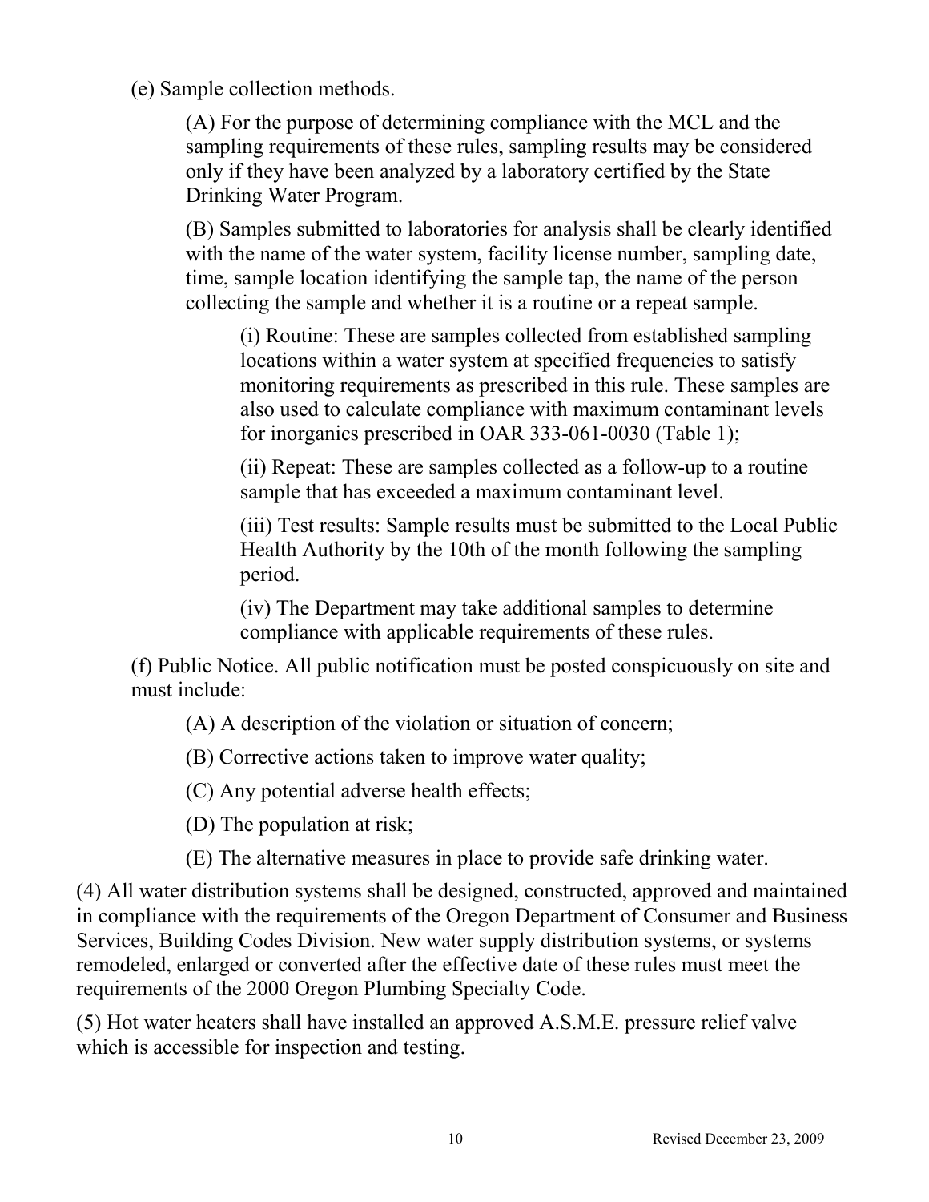(e) Sample collection methods.

(A) For the purpose of determining compliance with the MCL and the sampling requirements of these rules, sampling results may be considered only if they have been analyzed by a laboratory certified by the State Drinking Water Program.

(B) Samples submitted to laboratories for analysis shall be clearly identified with the name of the water system, facility license number, sampling date, time, sample location identifying the sample tap, the name of the person collecting the sample and whether it is a routine or a repeat sample.

(i) Routine: These are samples collected from established sampling locations within a water system at specified frequencies to satisfy monitoring requirements as prescribed in this rule. These samples are also used to calculate compliance with maximum contaminant levels for inorganics prescribed in OAR 333-061-0030 (Table 1);

(ii) Repeat: These are samples collected as a follow-up to a routine sample that has exceeded a maximum contaminant level.

(iii) Test results: Sample results must be submitted to the Local Public Health Authority by the 10th of the month following the sampling period.

(iv) The Department may take additional samples to determine compliance with applicable requirements of these rules.

(f) Public Notice. All public notification must be posted conspicuously on site and must include:

(A) A description of the violation or situation of concern;

(B) Corrective actions taken to improve water quality;

(C) Any potential adverse health effects;

(D) The population at risk;

(E) The alternative measures in place to provide safe drinking water.

(4) All water distribution systems shall be designed, constructed, approved and maintained in compliance with the requirements of the Oregon Department of Consumer and Business Services, Building Codes Division. New water supply distribution systems, or systems remodeled, enlarged or converted after the effective date of these rules must meet the requirements of the 2000 Oregon Plumbing Specialty Code.

(5) Hot water heaters shall have installed an approved A.S.M.E. pressure relief valve which is accessible for inspection and testing.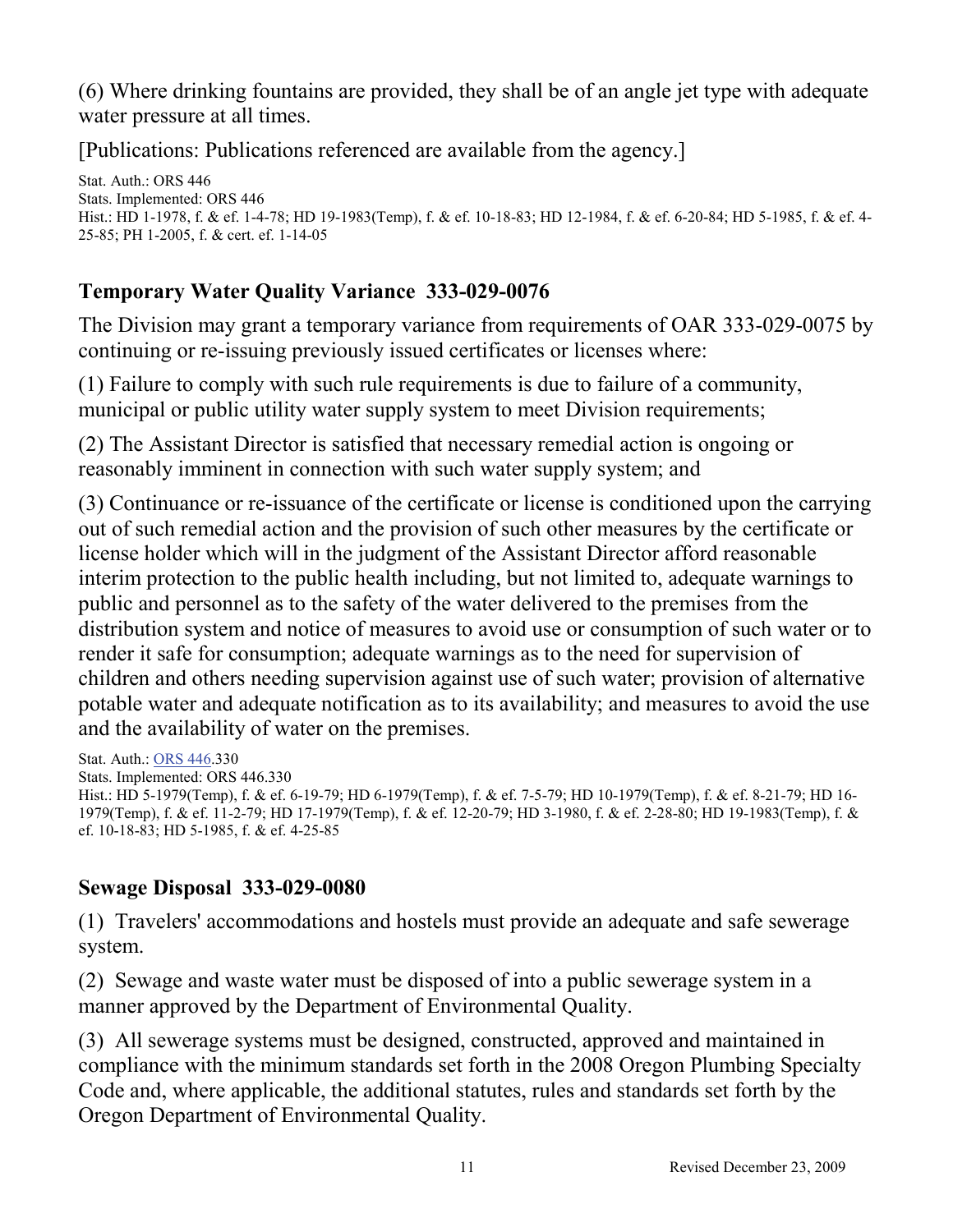(6) Where drinking fountains are provided, they shall be of an angle jet type with adequate water pressure at all times.

[Publications: Publications referenced are available from the agency.]

Stat. Auth.: ORS 446
Stats. Implemented: ORS 446
Hist.: HD 1-1978, f. & ef. 1-4-78; HD 19-1983(Temp), f. & ef. 10-18-83; HD 12-1984, f. & ef. 6-20-84; HD 5-1985, f. & ef. 4-25-85; PH 1-2005, f. & cert. ef. 1-14-05

## Temporary Water Quality Variance 333-029-0076

The Division may grant a temporary variance from requirements of OAR 333-029-0075 by continuing or re-issuing previously issued certificates or licenses where:

(1) Failure to comply with such rule requirements is due to failure of a community, municipal or public utility water supply system to meet Division requirements;

(2) The Assistant Director is satisfied that necessary remedial action is ongoing or reasonably imminent in connection with such water supply system; and

(3) Continuance or re-issuance of the certificate or license is conditioned upon the carrying out of such remedial action and the provision of such other measures by the certificate or license holder which will in the judgment of the Assistant Director afford reasonable interim protection to the public health including, but not limited to, adequate warnings to public and personnel as to the safety of the water delivered to the premises from the distribution system and notice of measures to avoid use or consumption of such water or to render it safe for consumption; adequate warnings as to the need for supervision of children and others needing supervision against use of such water; provision of alternative potable water and adequate notification as to its availability; and measures to avoid the use and the availability of water on the premises.

Stat. Auth.: ORS 446.330
Stats. Implemented: ORS 446.330
Hist.: HD 5-1979(Temp), f. & ef. 6-19-79; HD 6-1979(Temp), f. & ef. 7-5-79; HD 10-1979(Temp), f. & ef. 8-21-79; HD 16-1979(Temp), f. & ef. 11-2-79; HD 17-1979(Temp), f. & ef. 12-20-79; HD 3-1980, f. & ef. 2-28-80; HD 19-1983(Temp), f. & ef. 10-18-83; HD 5-1985, f. & ef. 4-25-85

## Sewage Disposal 333-029-0080

(1) Travelers' accommodations and hostels must provide an adequate and safe sewerage system.

(2) Sewage and waste water must be disposed of into a public sewerage system in a manner approved by the Department of Environmental Quality.

(3) All sewerage systems must be designed, constructed, approved and maintained in compliance with the minimum standards set forth in the 2008 Oregon Plumbing Specialty Code and, where applicable, the additional statutes, rules and standards set forth by the Oregon Department of Environmental Quality.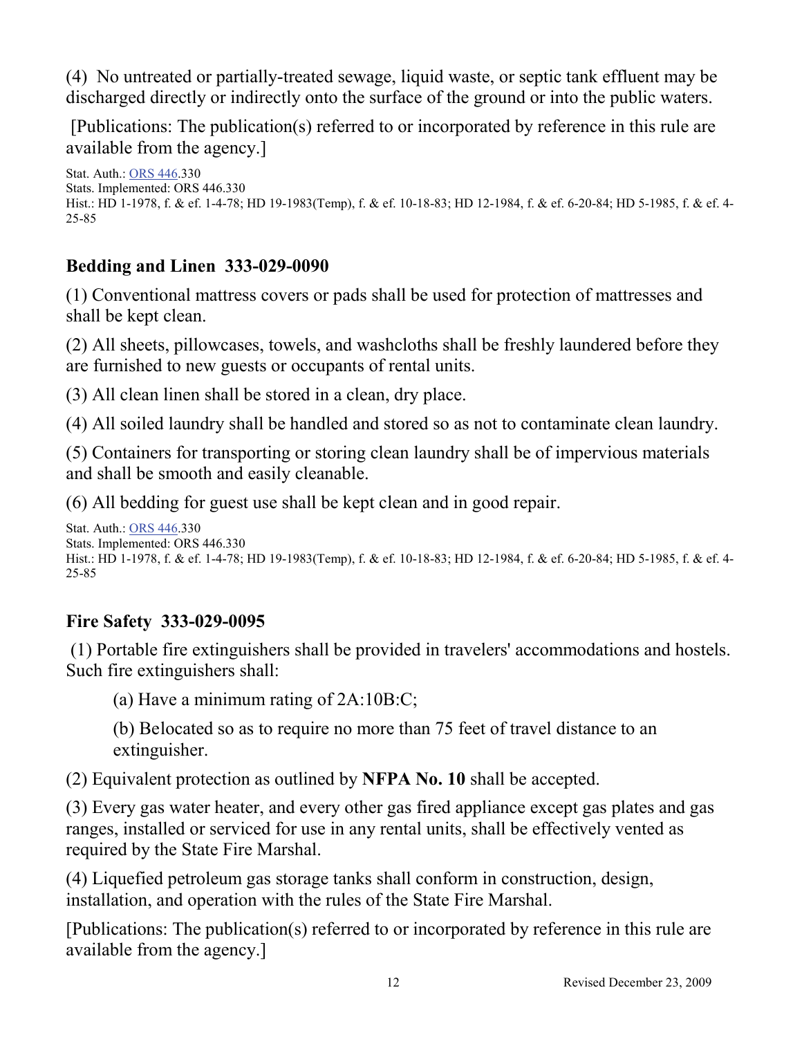(4) No untreated or partially-treated sewage, liquid waste, or septic tank effluent may be discharged directly or indirectly onto the surface of the ground or into the public waters.

[Publications: The publication(s) referred to or incorporated by reference in this rule are available from the agency.]

Stat. Auth.: ORS 446.330
Stats. Implemented: ORS 446.330
Hist.: HD 1-1978, f. & ef. 1-4-78; HD 19-1983(Temp), f. & ef. 10-18-83; HD 12-1984, f. & ef. 6-20-84; HD 5-1985, f. & ef. 4-25-85

### Bedding and Linen 333-029-0090

(1) Conventional mattress covers or pads shall be used for protection of mattresses and shall be kept clean.

(2) All sheets, pillowcases, towels, and washcloths shall be freshly laundered before they are furnished to new guests or occupants of rental units.

(3) All clean linen shall be stored in a clean, dry place.

(4) All soiled laundry shall be handled and stored so as not to contaminate clean laundry.

(5) Containers for transporting or storing clean laundry shall be of impervious materials and shall be smooth and easily cleanable.

(6) All bedding for guest use shall be kept clean and in good repair.

Stat. Auth.: ORS 446.330
Stats. Implemented: ORS 446.330
Hist.: HD 1-1978, f. & ef. 1-4-78; HD 19-1983(Temp), f. & ef. 10-18-83; HD 12-1984, f. & ef. 6-20-84; HD 5-1985, f. & ef. 4-25-85

### Fire Safety 333-029-0095

(1) Portable fire extinguishers shall be provided in travelers' accommodations and hostels. Such fire extinguishers shall:

> (a) Have a minimum rating of 2A:10B:C;
>
> (b) Belocated so as to require no more than 75 feet of travel distance to an extinguisher.

(2) Equivalent protection as outlined by **NFPA No. 10** shall be accepted.

(3) Every gas water heater, and every other gas fired appliance except gas plates and gas ranges, installed or serviced for use in any rental units, shall be effectively vented as required by the State Fire Marshal.

(4) Liquefied petroleum gas storage tanks shall conform in construction, design, installation, and operation with the rules of the State Fire Marshal.

[Publications: The publication(s) referred to or incorporated by reference in this rule are available from the agency.]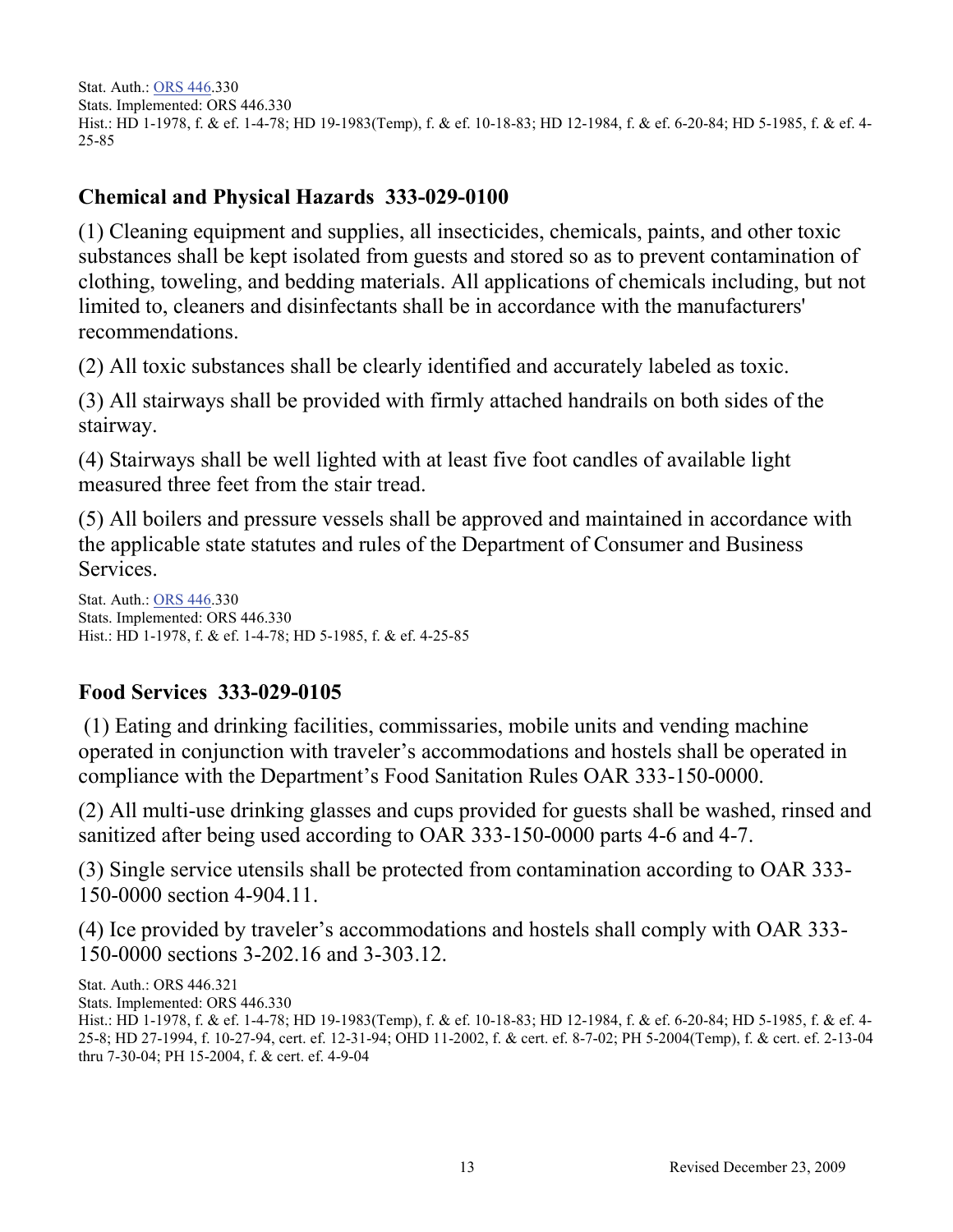Stat. Auth.: ORS 446.330
Stats. Implemented: ORS 446.330
Hist.: HD 1-1978, f. & ef. 1-4-78; HD 19-1983(Temp), f. & ef. 10-18-83; HD 12-1984, f. & ef. 6-20-84; HD 5-1985, f. & ef. 4-25-85

## Chemical and Physical Hazards 333-029-0100

(1) Cleaning equipment and supplies, all insecticides, chemicals, paints, and other toxic substances shall be kept isolated from guests and stored so as to prevent contamination of clothing, toweling, and bedding materials. All applications of chemicals including, but not limited to, cleaners and disinfectants shall be in accordance with the manufacturers' recommendations.

(2) All toxic substances shall be clearly identified and accurately labeled as toxic.

(3) All stairways shall be provided with firmly attached handrails on both sides of the stairway.

(4) Stairways shall be well lighted with at least five foot candles of available light measured three feet from the stair tread.

(5) All boilers and pressure vessels shall be approved and maintained in accordance with the applicable state statutes and rules of the Department of Consumer and Business Services.

Stat. Auth.: ORS 446.330
Stats. Implemented: ORS 446.330
Hist.: HD 1-1978, f. & ef. 1-4-78; HD 5-1985, f. & ef. 4-25-85

## Food Services 333-029-0105

(1) Eating and drinking facilities, commissaries, mobile units and vending machine operated in conjunction with traveler's accommodations and hostels shall be operated in compliance with the Department's Food Sanitation Rules OAR 333-150-0000.

(2) All multi-use drinking glasses and cups provided for guests shall be washed, rinsed and sanitized after being used according to OAR 333-150-0000 parts 4-6 and 4-7.

(3) Single service utensils shall be protected from contamination according to OAR 333-150-0000 section 4-904.11.

(4) Ice provided by traveler's accommodations and hostels shall comply with OAR 333-150-0000 sections 3-202.16 and 3-303.12.

Stat. Auth.: ORS 446.321
Stats. Implemented: ORS 446.330
Hist.: HD 1-1978, f. & ef. 1-4-78; HD 19-1983(Temp), f. & ef. 10-18-83; HD 12-1984, f. & ef. 6-20-84; HD 5-1985, f. & ef. 4-25-8; HD 27-1994, f. 10-27-94, cert. ef. 12-31-94; OHD 11-2002, f. & cert. ef. 8-7-02; PH 5-2004(Temp), f. & cert. ef. 2-13-04 thru 7-30-04; PH 15-2004, f. & cert. ef. 4-9-04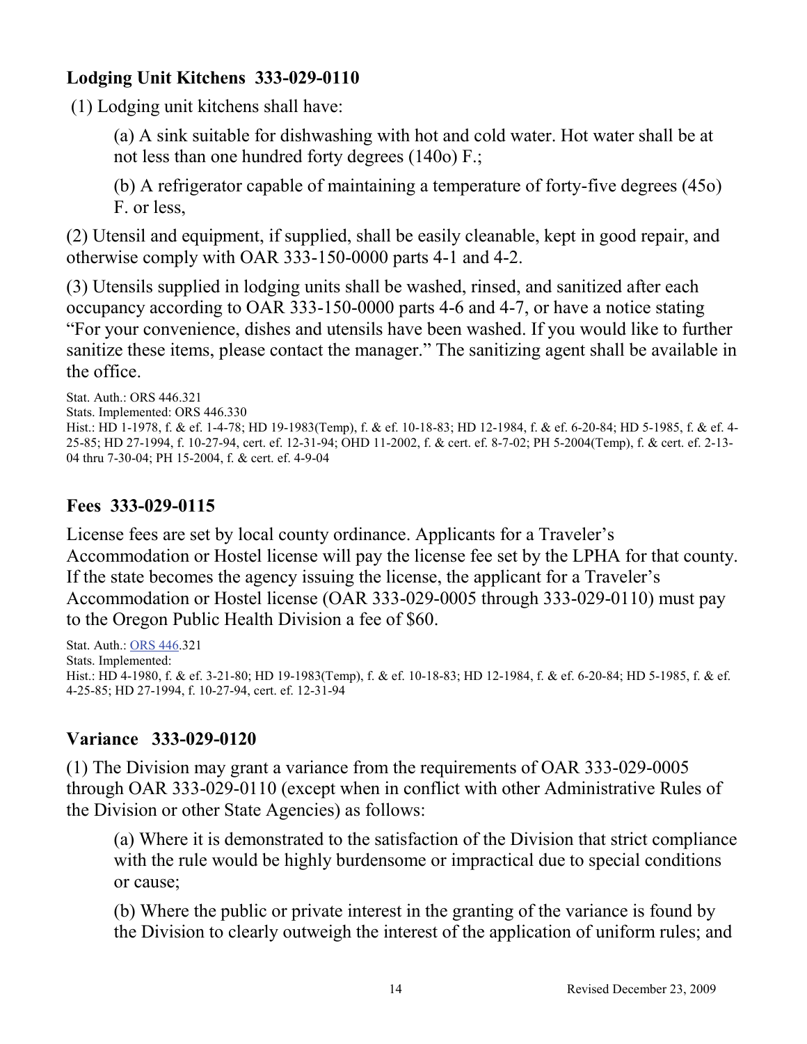### Lodging Unit Kitchens 333-029-0110

(1) Lodging unit kitchens shall have:

(a) A sink suitable for dishwashing with hot and cold water. Hot water shall be at not less than one hundred forty degrees (140o) F.;

(b) A refrigerator capable of maintaining a temperature of forty-five degrees (45o) F. or less,

(2) Utensil and equipment, if supplied, shall be easily cleanable, kept in good repair, and otherwise comply with OAR 333-150-0000 parts 4-1 and 4-2.

(3) Utensils supplied in lodging units shall be washed, rinsed, and sanitized after each occupancy according to OAR 333-150-0000 parts 4-6 and 4-7, or have a notice stating "For your convenience, dishes and utensils have been washed. If you would like to further sanitize these items, please contact the manager." The sanitizing agent shall be available in the office.

Stat. Auth.: ORS 446.321
Stats. Implemented: ORS 446.330
Hist.: HD 1-1978, f. & ef. 1-4-78; HD 19-1983(Temp), f. & ef. 10-18-83; HD 12-1984, f. & ef. 6-20-84; HD 5-1985, f. & ef. 4-25-85; HD 27-1994, f. 10-27-94, cert. ef. 12-31-94; OHD 11-2002, f. & cert. ef. 8-7-02; PH 5-2004(Temp), f. & cert. ef. 2-13-04 thru 7-30-04; PH 15-2004, f. & cert. ef. 4-9-04

### Fees 333-029-0115

License fees are set by local county ordinance. Applicants for a Traveler's Accommodation or Hostel license will pay the license fee set by the LPHA for that county. If the state becomes the agency issuing the license, the applicant for a Traveler's Accommodation or Hostel license (OAR 333-029-0005 through 333-029-0110) must pay to the Oregon Public Health Division a fee of $60.

Stat. Auth.: ORS 446.321
Stats. Implemented:
Hist.: HD 4-1980, f. & ef. 3-21-80; HD 19-1983(Temp), f. & ef. 10-18-83; HD 12-1984, f. & ef. 6-20-84; HD 5-1985, f. & ef. 4-25-85; HD 27-1994, f. 10-27-94, cert. ef. 12-31-94

### Variance 333-029-0120

(1) The Division may grant a variance from the requirements of OAR 333-029-0005 through OAR 333-029-0110 (except when in conflict with other Administrative Rules of the Division or other State Agencies) as follows:

(a) Where it is demonstrated to the satisfaction of the Division that strict compliance with the rule would be highly burdensome or impractical due to special conditions or cause;

(b) Where the public or private interest in the granting of the variance is found by the Division to clearly outweigh the interest of the application of uniform rules; and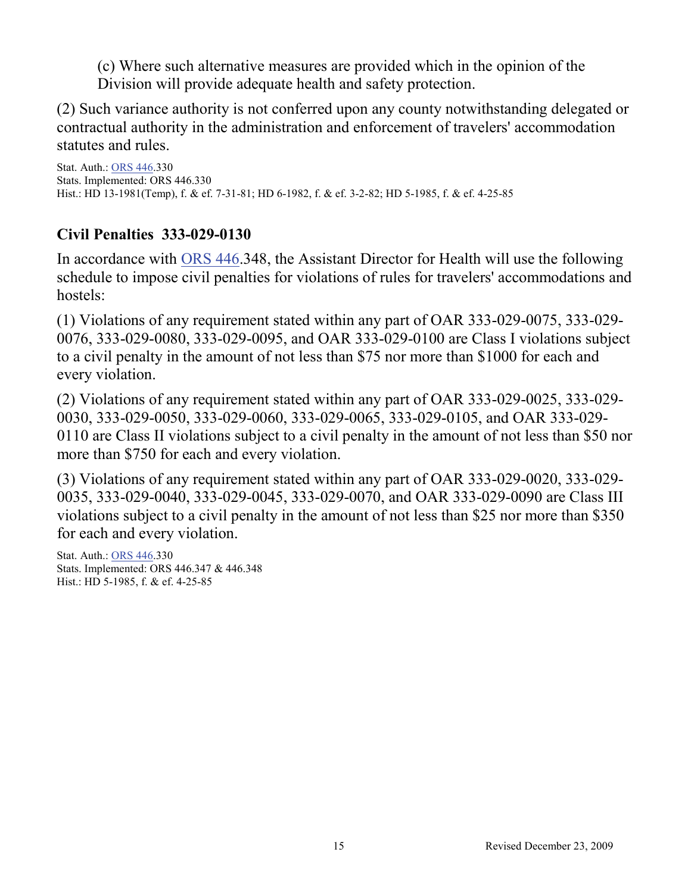(c) Where such alternative measures are provided which in the opinion of the Division will provide adequate health and safety protection.

(2) Such variance authority is not conferred upon any county notwithstanding delegated or contractual authority in the administration and enforcement of travelers' accommodation statutes and rules.

Stat. Auth.: ORS 446.330
Stats. Implemented: ORS 446.330
Hist.: HD 13-1981(Temp), f. & ef. 7-31-81; HD 6-1982, f. & ef. 3-2-82; HD 5-1985, f. & ef. 4-25-85

### Civil Penalties 333-029-0130

In accordance with ORS 446.348, the Assistant Director for Health will use the following schedule to impose civil penalties for violations of rules for travelers' accommodations and hostels:

(1) Violations of any requirement stated within any part of OAR 333-029-0075, 333-029-0076, 333-029-0080, 333-029-0095, and OAR 333-029-0100 are Class I violations subject to a civil penalty in the amount of not less than $75 nor more than $1000 for each and every violation.

(2) Violations of any requirement stated within any part of OAR 333-029-0025, 333-029-0030, 333-029-0050, 333-029-0060, 333-029-0065, 333-029-0105, and OAR 333-029-0110 are Class II violations subject to a civil penalty in the amount of not less than $50 nor more than $750 for each and every violation.

(3) Violations of any requirement stated within any part of OAR 333-029-0020, 333-029-0035, 333-029-0040, 333-029-0045, 333-029-0070, and OAR 333-029-0090 are Class III violations subject to a civil penalty in the amount of not less than $25 nor more than $350 for each and every violation.

Stat. Auth.: ORS 446.330
Stats. Implemented: ORS 446.347 & 446.348
Hist.: HD 5-1985, f. & ef. 4-25-85